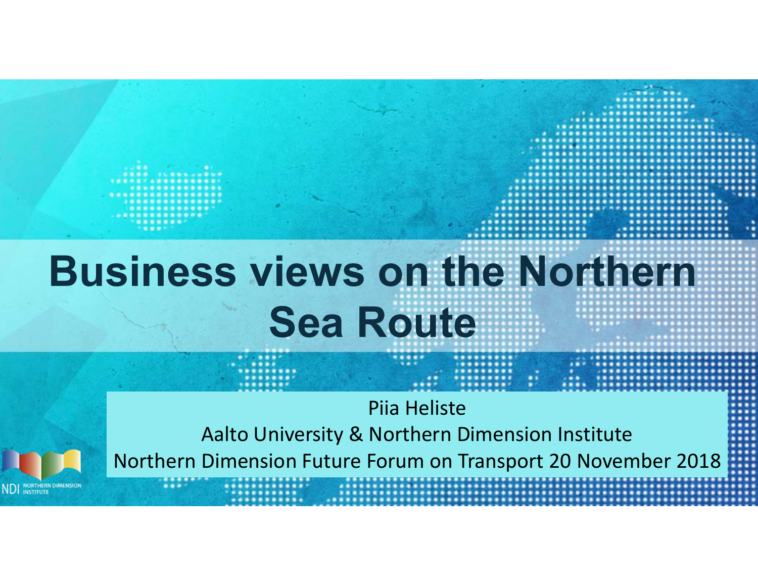# Business views on the Northern Sea Route

Piia Heliste

Aalto University & Northern Dimension Institute

Northern Dimension Future Forum on Transport 20 November 2018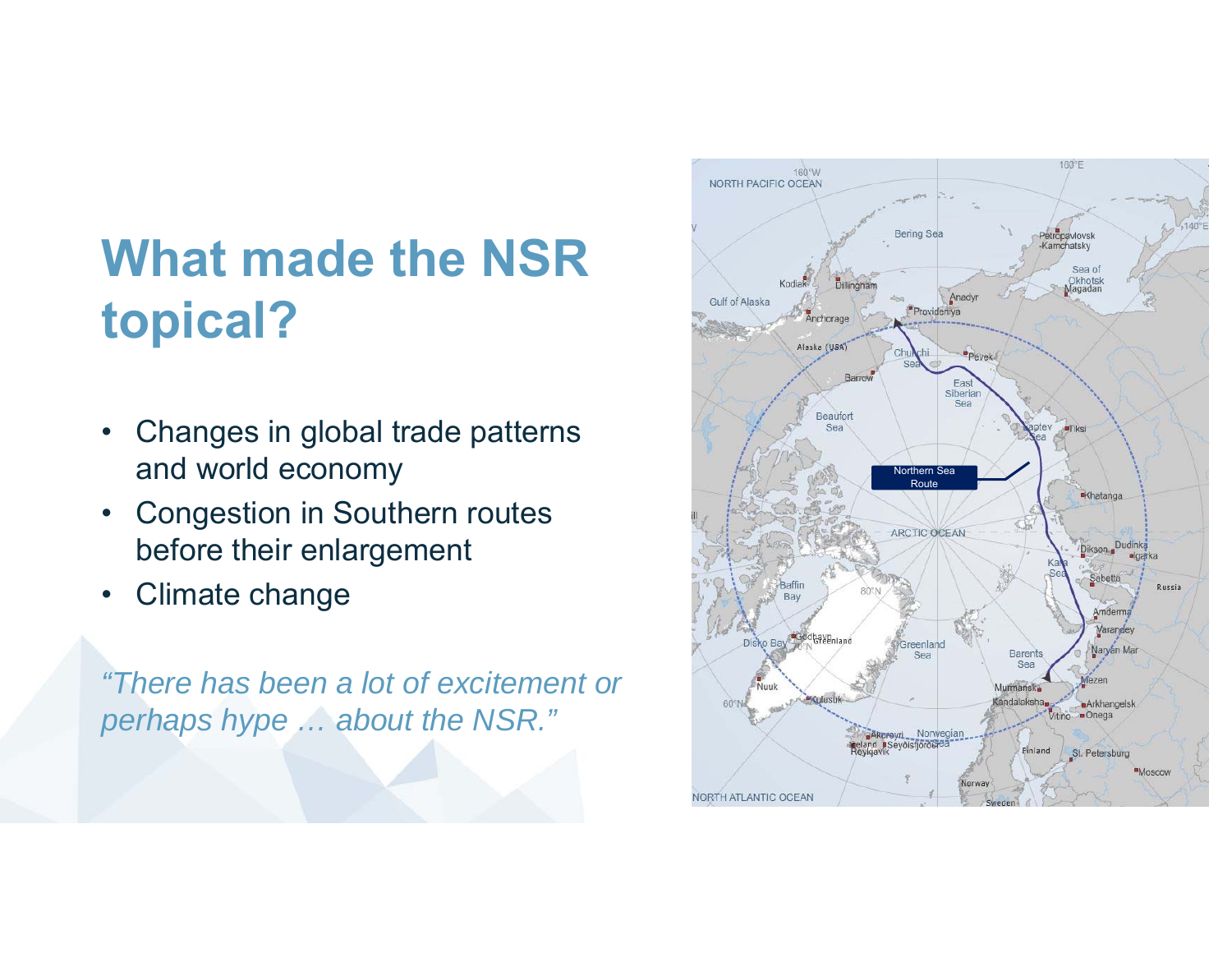# What made the NSR topical?

- Changes in global trade patterns and world economy
- Congestion in Southern routes before their enlargement
- Climate change

*“There has been a lot of excitement or perhaps hype … about the NSR.”*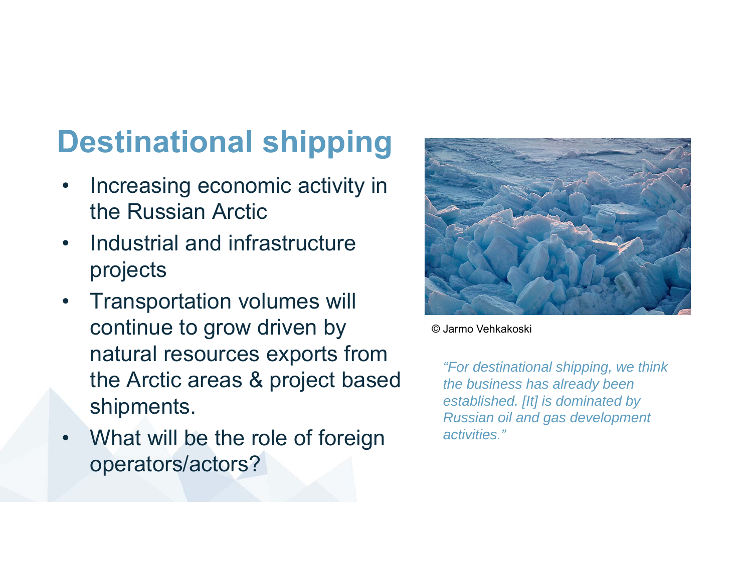# Destinational shipping

- Increasing economic activity in the Russian Arctic
- Industrial and infrastructure projects
- Transportation volumes will continue to grow driven by natural resources exports from the Arctic areas & project based shipments.
- What will be the role of foreign operators/actors?

© Jarmo Vehkakoski

*"For destinational shipping, we think the business has already been established. [It] is dominated by Russian oil and gas development activities."*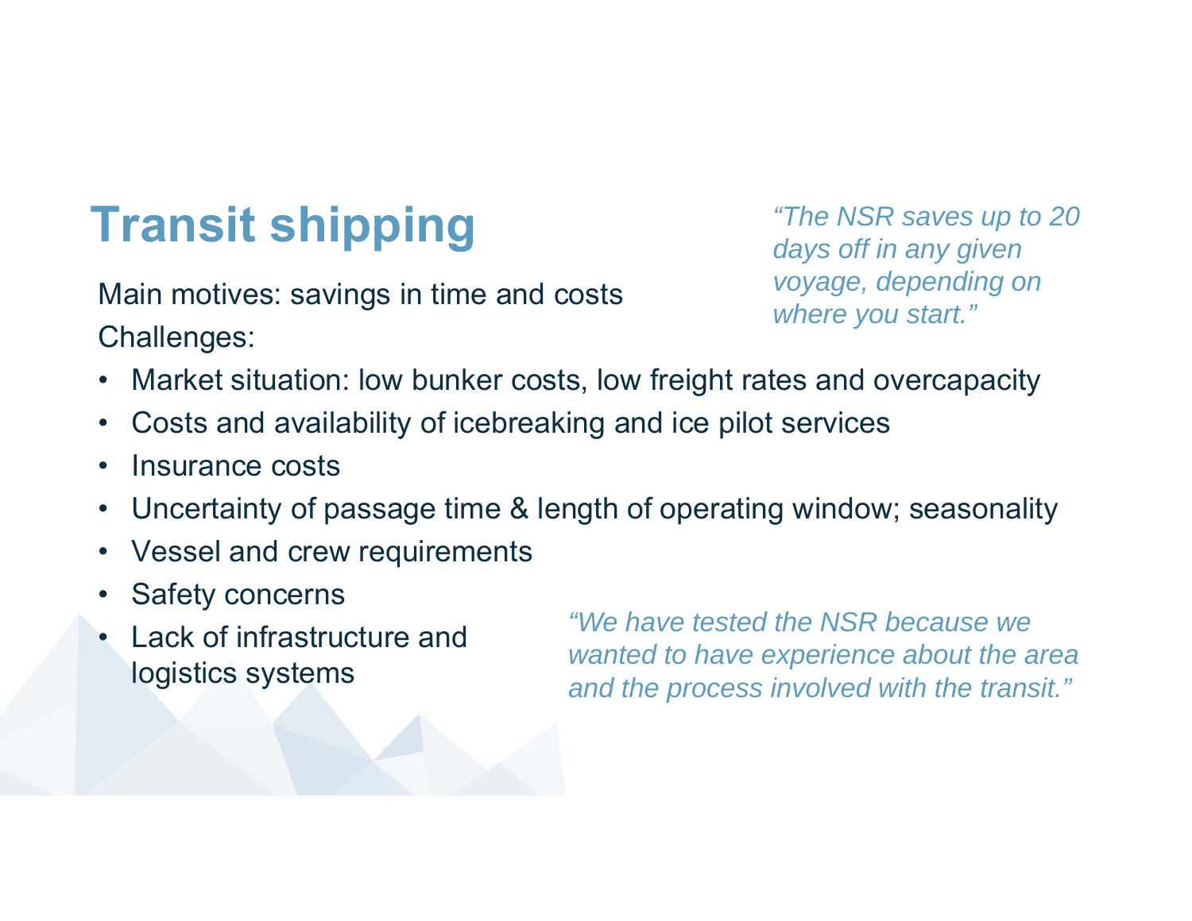# Transit shipping

*"The NSR saves up to 20 days off in any given voyage, depending on where you start."*

Main motives: savings in time and costs

Challenges:

- Market situation: low bunker costs, low freight rates and overcapacity
- Costs and availability of icebreaking and ice pilot services
- Insurance costs
- Uncertainty of passage time & length of operating window; seasonality
- Vessel and crew requirements
- Safety concerns
- Lack of infrastructure and logistics systems

*"We have tested the NSR because we wanted to have experience about the area and the process involved with the transit."*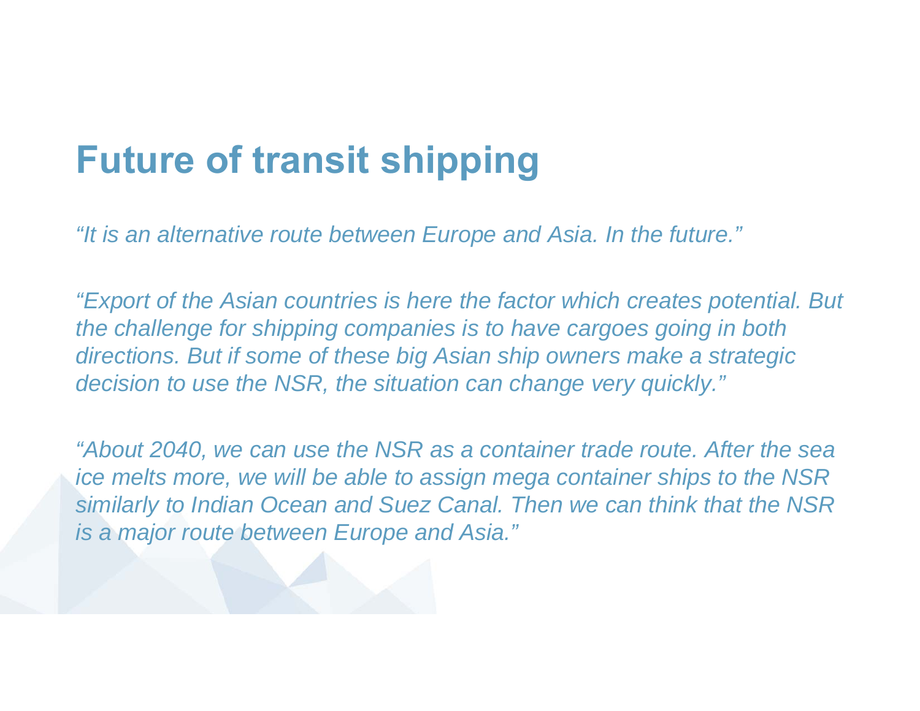# Future of transit shipping

*“It is an alternative route between Europe and Asia. In the future.”*

*“Export of the Asian countries is here the factor which creates potential. But the challenge for shipping companies is to have cargoes going in both directions. But if some of these big Asian ship owners make a strategic decision to use the NSR, the situation can change very quickly.”*

*“About 2040, we can use the NSR as a container trade route. After the sea ice melts more, we will be able to assign mega container ships to the NSR similarly to Indian Ocean and Suez Canal. Then we can think that the NSR is a major route between Europe and Asia.”*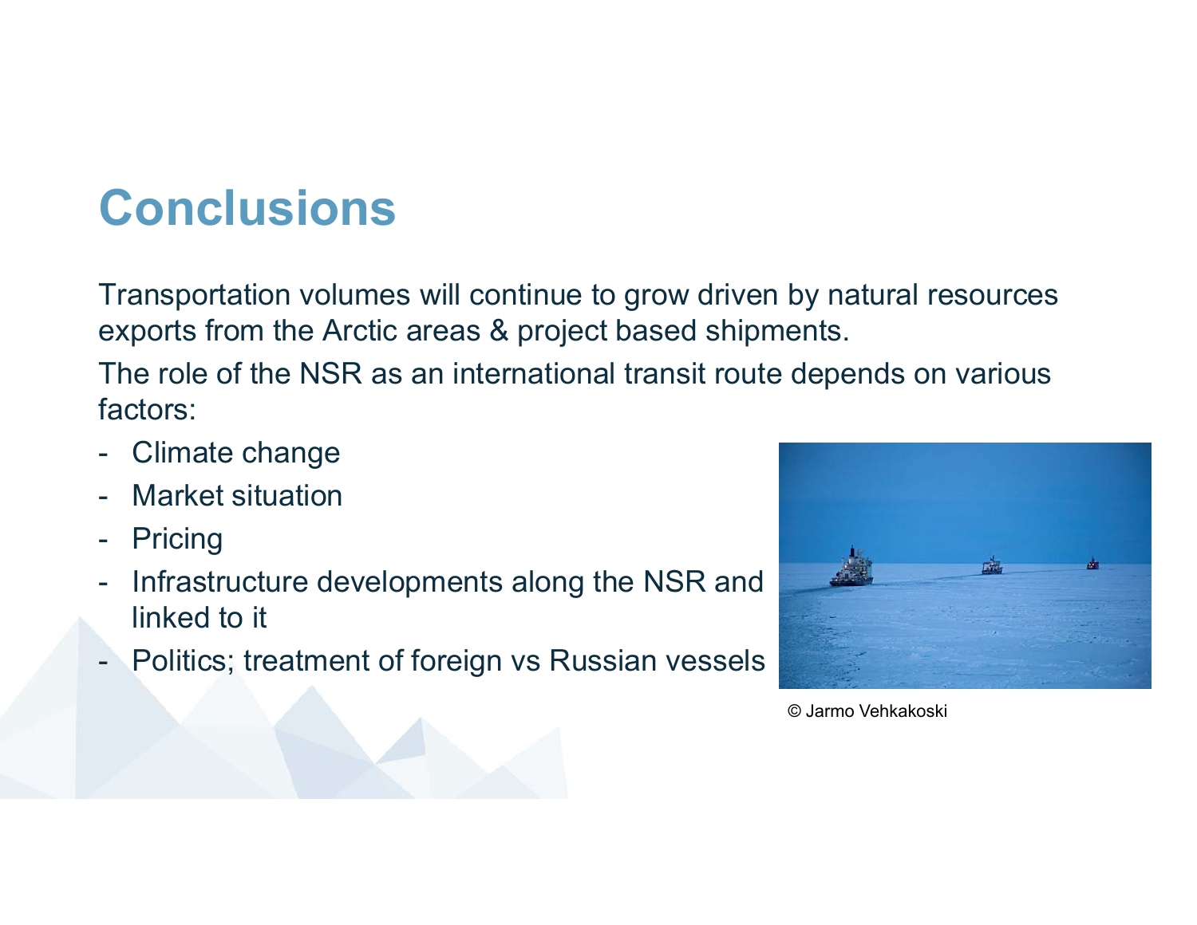# Conclusions

Transportation volumes will continue to grow driven by natural resources exports from the Arctic areas & project based shipments.

The role of the NSR as an international transit route depends on various factors:

- Climate change
- Market situation
- Pricing
- Infrastructure developments along the NSR and linked to it
- Politics; treatment of foreign vs Russian vessels

© Jarmo Vehkakoski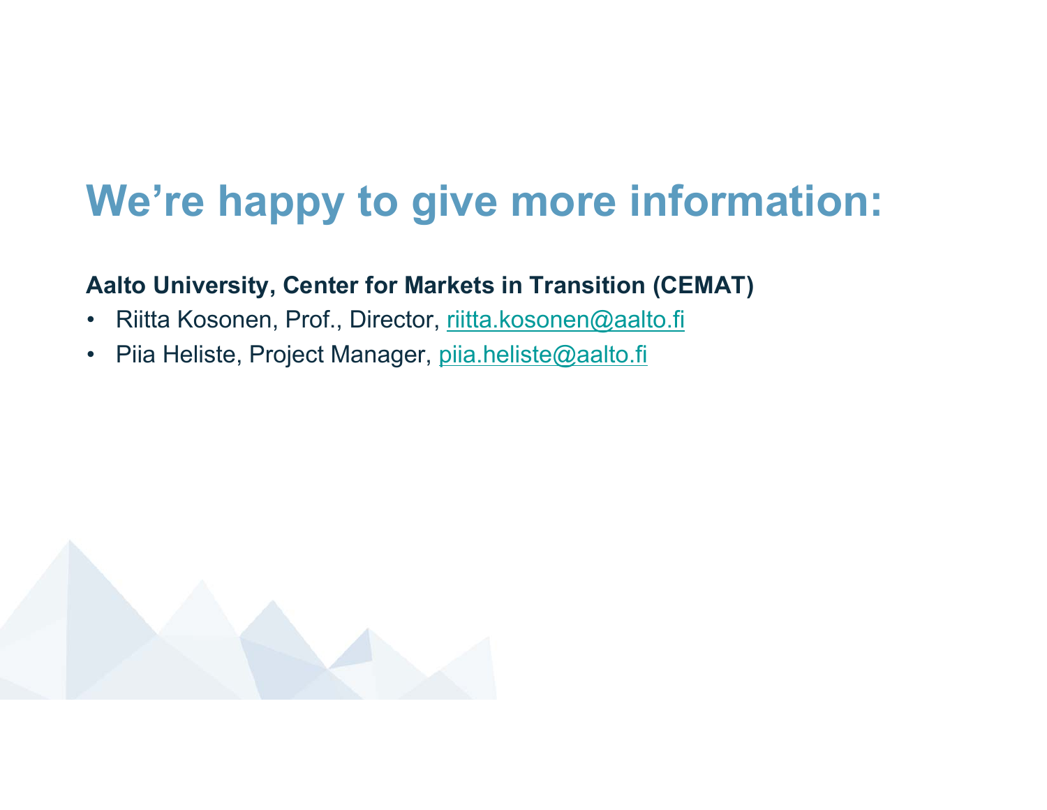# We're happy to give more information:

**Aalto University, Center for Markets in Transition (CEMAT)**

- Riitta Kosonen, Prof., Director, riitta.kosonen@aalto.fi
- Piia Heliste, Project Manager, piia.heliste@aalto.fi